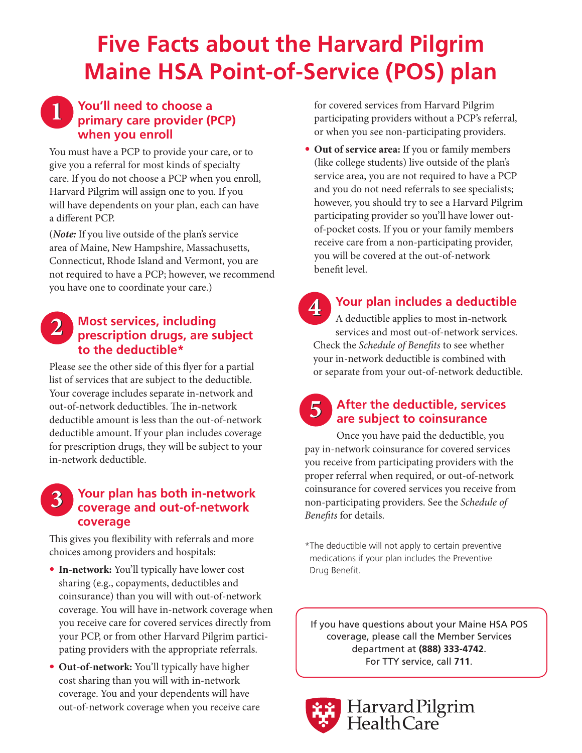# Five Facts about the Harvard Pilgrim Maine HSA Point-of-Service (POS) plan

## 1 You'll need to choose a primary care provider (PCP) when you enroll

You must have a PCP to provide your care, or to give you a referral for most kinds of specialty care. If you do not choose a PCP when you enroll, Harvard Pilgrim will assign one to you. If you will have dependents on your plan, each can have a different PCP.

(***Note:*** If you live outside of the plan's service area of Maine, New Hampshire, Massachusetts, Connecticut, Rhode Island and Vermont, you are not required to have a PCP; however, we recommend you have one to coordinate your care.)

## 2 Most services, including prescription drugs, are subject to the deductible*

Please see the other side of this flyer for a partial list of services that are subject to the deductible. Your coverage includes separate in-network and out-of-network deductibles. The in-network deductible amount is less than the out-of-network deductible amount. If your plan includes coverage for prescription drugs, they will be subject to your in-network deductible.

## 3 Your plan has both in-network coverage and out-of-network coverage

This gives you flexibility with referrals and more choices among providers and hospitals:

- **In-network:** You'll typically have lower cost sharing (e.g., copayments, deductibles and coinsurance) than you will with out-of-network coverage. You will have in-network coverage when you receive care for covered services directly from your PCP, or from other Harvard Pilgrim participating providers with the appropriate referrals.
- **Out-of-network:** You'll typically have higher cost sharing than you will with in-network coverage. You and your dependents will have out-of-network coverage when you receive care for covered services from Harvard Pilgrim participating providers without a PCP's referral, or when you see non-participating providers.
- **Out of service area:** If you or family members (like college students) live outside of the plan's service area, you are not required to have a PCP and you do not need referrals to see specialists; however, you should try to see a Harvard Pilgrim participating provider so you'll have lower out-of-pocket costs. If you or your family members receive care from a non-participating provider, you will be covered at the out-of-network benefit level.

## 4 Your plan includes a deductible

A deductible applies to most in-network services and most out-of-network services. Check the *Schedule of Benefits* to see whether your in-network deductible is combined with or separate from your out-of-network deductible.

## 5 After the deductible, services are subject to coinsurance

Once you have paid the deductible, you pay in-network coinsurance for covered services you receive from participating providers with the proper referral when required, or out-of-network coinsurance for covered services you receive from non-participating providers. See the *Schedule of Benefits* for details.

*The deductible will not apply to certain preventive medications if your plan includes the Preventive Drug Benefit.

If you have questions about your Maine HSA POS coverage, please call the Member Services department at **(888) 333-4742**. For TTY service, call **711**.

Harvard Pilgrim HealthCare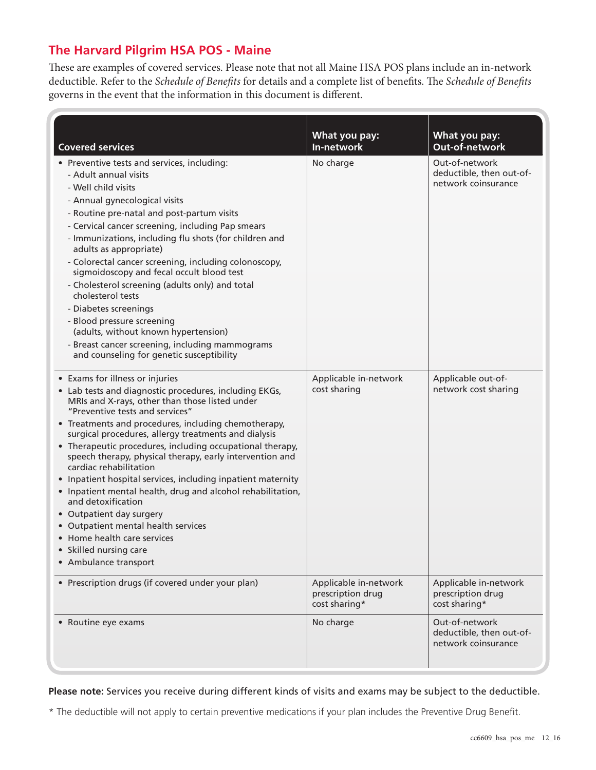## The Harvard Pilgrim HSA POS - Maine

These are examples of covered services. Please note that not all Maine HSA POS plans include an in-network deductible. Refer to the *Schedule of Benefits* for details and a complete list of benefits. The *Schedule of Benefits* governs in the event that the information in this document is different.

| Covered services | What you pay: In-network | What you pay: Out-of-network |
|---|---|---|
| • Preventive tests and services, including:<br>- Adult annual visits<br>- Well child visits<br>- Annual gynecological visits<br>- Routine pre-natal and post-partum visits<br>- Cervical cancer screening, including Pap smears<br>- Immunizations, including flu shots (for children and adults as appropriate)<br>- Colorectal cancer screening, including colonoscopy, sigmoidoscopy and fecal occult blood test<br>- Cholesterol screening (adults only) and total cholesterol tests<br>- Diabetes screenings<br>- Blood pressure screening (adults, without known hypertension)<br>- Breast cancer screening, including mammograms and counseling for genetic susceptibility | No charge | Out-of-network deductible, then out-of-network coinsurance |
| • Exams for illness or injuries<br>• Lab tests and diagnostic procedures, including EKGs, MRIs and X-rays, other than those listed under "Preventive tests and services"<br>• Treatments and procedures, including chemotherapy, surgical procedures, allergy treatments and dialysis<br>• Therapeutic procedures, including occupational therapy, speech therapy, physical therapy, early intervention and cardiac rehabilitation<br>• Inpatient hospital services, including inpatient maternity<br>• Inpatient mental health, drug and alcohol rehabilitation, and detoxification<br>• Outpatient day surgery<br>• Outpatient mental health services<br>• Home health care services<br>• Skilled nursing care<br>• Ambulance transport | Applicable in-network cost sharing | Applicable out-of-network cost sharing |
| • Prescription drugs (if covered under your plan) | Applicable in-network prescription drug cost sharing* | Applicable in-network prescription drug cost sharing* |
| • Routine eye exams | No charge | Out-of-network deductible, then out-of-network coinsurance |

**Please note:** Services you receive during different kinds of visits and exams may be subject to the deductible.

* The deductible will not apply to certain preventive medications if your plan includes the Preventive Drug Benefit.

cc6609_hsa_pos_me 12_16